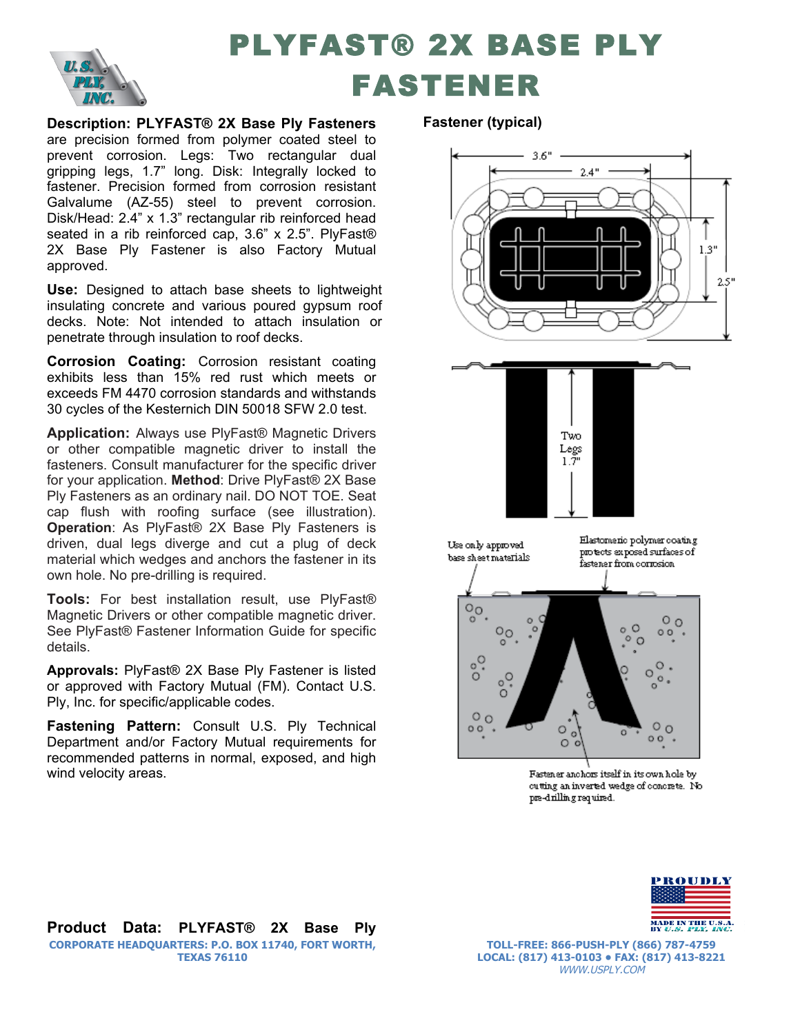# PLYFAST® 2X BASE PLY FASTENER

**Description: PLYFAST® 2X Base Ply Fasteners** are precision formed from polymer coated steel to prevent corrosion. Legs: Two rectangular dual gripping legs, 1.7" long. Disk: Integrally locked to fastener. Precision formed from corrosion resistant Galvalume (AZ-55) steel to prevent corrosion. Disk/Head: 2.4" x 1.3" rectangular rib reinforced head seated in a rib reinforced cap, 3.6" x 2.5". PlyFast® 2X Base Ply Fastener is also Factory Mutual approved.

**Use:** Designed to attach base sheets to lightweight insulating concrete and various poured gypsum roof decks. Note: Not intended to attach insulation or penetrate through insulation to roof decks.

**Corrosion Coating:** Corrosion resistant coating exhibits less than 15% red rust which meets or exceeds FM 4470 corrosion standards and withstands 30 cycles of the Kesternich DIN 50018 SFW 2.0 test.

**Application:** Always use PlyFast® Magnetic Drivers or other compatible magnetic driver to install the fasteners. Consult manufacturer for the specific driver for your application. **Method**: Drive PlyFast® 2X Base Ply Fasteners as an ordinary nail. DO NOT TOE. Seat cap flush with roofing surface (see illustration). **Operation**: As PlyFast® 2X Base Ply Fasteners is driven, dual legs diverge and cut a plug of deck material which wedges and anchors the fastener in its own hole. No pre-drilling is required.

**Tools:** For best installation result, use PlyFast® Magnetic Drivers or other compatible magnetic driver. See PlyFast® Fastener Information Guide for specific details.

**Approvals:** PlyFast® 2X Base Ply Fastener is listed or approved with Factory Mutual (FM). Contact U.S. Ply, Inc. for specific/applicable codes.

**Fastening Pattern:** Consult U.S. Ply Technical Department and/or Factory Mutual requirements for recommended patterns in normal, exposed, and high wind velocity areas.

**Fastener (typical)**

3.6"

2.4"

1.3"

2.5"

Two Legs 1.7"

Use only approved base sheet materials

Elastomeric polymer coating protects exposed surfaces of fastener from corrosion

Fastener anchors itself in its own hole by cutting an inverted wedge of concrete. No pre-drilling required.

**Product Data: PLYFAST® 2X Base Ply**

CORPORATE HEADQUARTERS: P.O. BOX 11740, FORT WORTH, TEXAS 76110

TOLL-FREE: 866-PUSH-PLY (866) 787-4759
LOCAL: (817) 413-0103 • FAX: (817) 413-8221
WWW.USPLY.COM

PROUDLY MADE IN THE U.S.A. BY U.S. PLY, INC.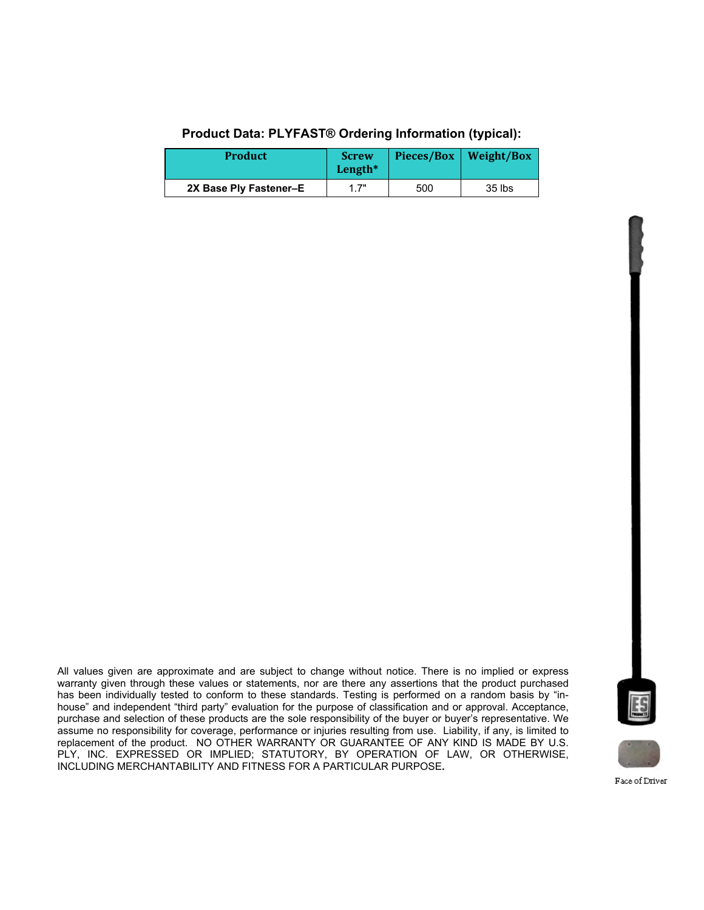**Product Data: PLYFAST® Ordering Information (typical):**

| Product | Screw Length* | Pieces/Box | Weight/Box |
|---|---|---|---|
| **2X Base Ply Fastener–E** | 1.7" | 500 | 35 lbs |

All values given are approximate and are subject to change without notice. There is no implied or express warranty given through these values or statements, nor are there any assertions that the product purchased has been individually tested to conform to these standards. Testing is performed on a random basis by "in-house" and independent "third party" evaluation for the purpose of classification and or approval. Acceptance, purchase and selection of these products are the sole responsibility of the buyer or buyer's representative. We assume no responsibility for coverage, performance or injuries resulting from use. Liability, if any, is limited to replacement of the product. NO OTHER WARRANTY OR GUARANTEE OF ANY KIND IS MADE BY U.S. PLY, INC. EXPRESSED OR IMPLIED; STATUTORY, BY OPERATION OF LAW, OR OTHERWISE, INCLUDING MERCHANTABILITY AND FITNESS FOR A PARTICULAR PURPOSE**.**

Face of Driver